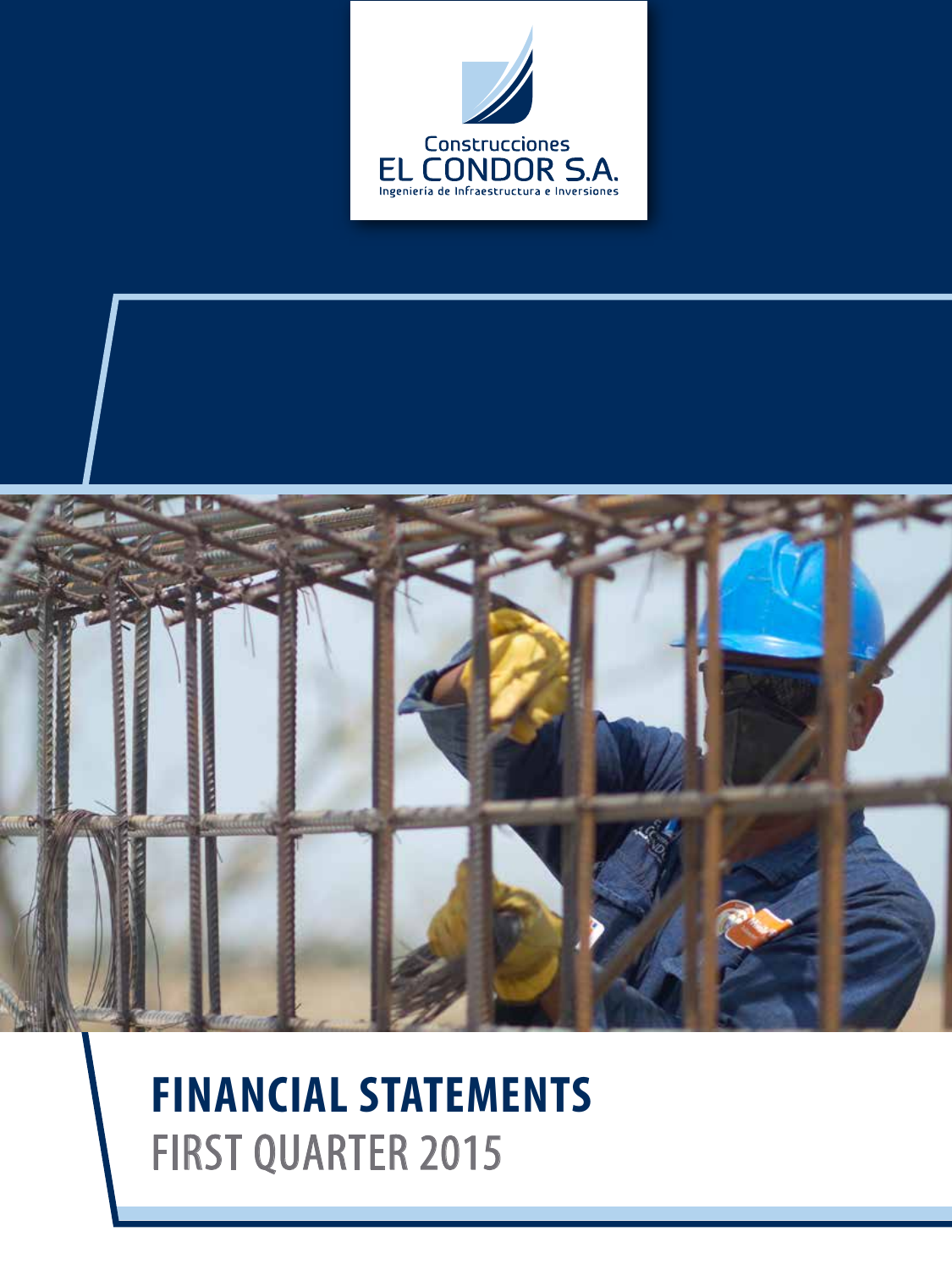Construcciones
EL CONDOR S.A.
Ingeniería de Infraestructura e Inversiones

# FINANCIAL STATEMENTS
## FIRST QUARTER 2015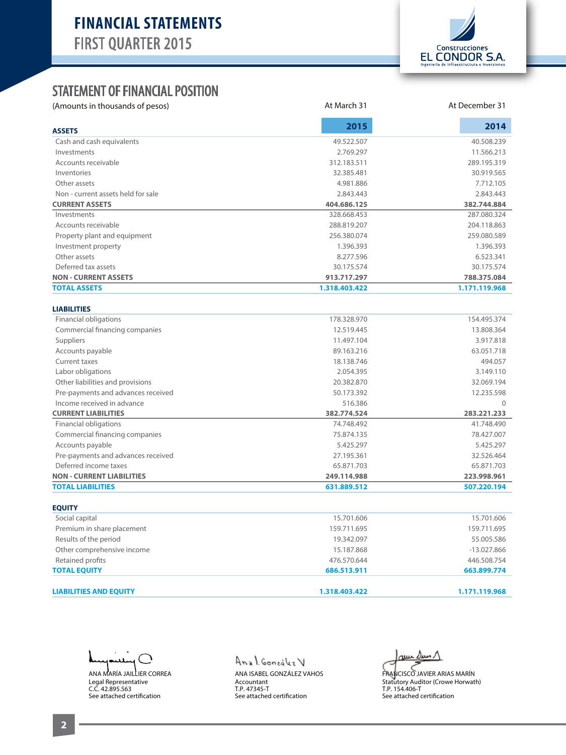# FINANCIAL STATEMENTS
## FIRST QUARTER 2015

Construcciones EL CONDOR S.A. Ingeniería de Infraestructura e Inversiones

## STATEMENT OF FINANCIAL POSITION

| (Amounts in thousands of pesos) | At March 31 | At December 31 |
|---|---|---|
| **ASSETS** | **2015** | **2014** |
| Cash and cash equivalents | 49.522.507 | 40.508.239 |
| Investments | 2.769.297 | 11.566.213 |
| Accounts receivable | 312.183.511 | 289.195.319 |
| Inventories | 32.385.481 | 30.919.565 |
| Other assets | 4.981.886 | 7.712.105 |
| Non - current assets held for sale | 2.843.443 | 2.843.443 |
| **CURRENT ASSETS** | **404.686.125** | **382.744.884** |
| Investments | 328.668.453 | 287.080.324 |
| Accounts receivable | 288.819.207 | 204.118.863 |
| Property plant and equipment | 256.380.074 | 259.080.589 |
| Investment property | 1.396.393 | 1.396.393 |
| Other assets | 8.277.596 | 6.523.341 |
| Deferred tax assets | 30.175.574 | 30.175.574 |
| **NON - CURRENT ASSETS** | **913.717.297** | **788.375.084** |
| **TOTAL ASSETS** | **1.318.403.422** | **1.171.119.968** |
| **LIABILITIES** | | |
| Financial obligations | 178.328.970 | 154.495.374 |
| Commercial financing companies | 12.519.445 | 13.808.364 |
| Suppliers | 11.497.104 | 3.917.818 |
| Accounts payable | 89.163.216 | 63.051.718 |
| Current taxes | 18.138.746 | 494.057 |
| Labor obligations | 2.054.395 | 3.149.110 |
| Other liabilities and provisions | 20.382.870 | 32.069.194 |
| Pre-payments and advances received | 50.173.392 | 12.235.598 |
| Income received in advance | 516.386 | 0 |
| **CURRENT LIABILITIES** | **382.774.524** | **283.221.233** |
| Financial obligations | 74.748.492 | 41.748.490 |
| Commercial financing companies | 75.874.135 | 78.427.007 |
| Accounts payable | 5.425.297 | 5.425.297 |
| Pre-payments and advances received | 27.195.361 | 32.526.464 |
| Deferred income taxes | 65.871.703 | 65.871.703 |
| **NON - CURRENT LIABILITIES** | **249.114.988** | **223.998.961** |
| **TOTAL LIABILITIES** | **631.889.512** | **507.220.194** |
| **EQUITY** | | |
| Social capital | 15.701.606 | 15.701.606 |
| Premium in share placement | 159.711.695 | 159.711.695 |
| Results of the period | 19.342.097 | 55.005.586 |
| Other comprehensive income | 15.187.868 | -13.027.866 |
| Retained profits | 476.570.644 | 446.508.754 |
| **TOTAL EQUITY** | **686.513.911** | **663.899.774** |
| **LIABILITIES AND EQUITY** | **1.318.403.422** | **1.171.119.968** |

ANA MARÍA JAILLIER CORREA
Legal Representative
C.C. 42.895.563
See attached certification

ANA ISABEL GONZÁLEZ VAHOS
Accountant
T.P. 47345-T
See attached certification

FRANCISCO JAVIER ARIAS MARÍN
Statutory Auditor (Crowe Horwath)
T.P. 154.406-T
See attached certification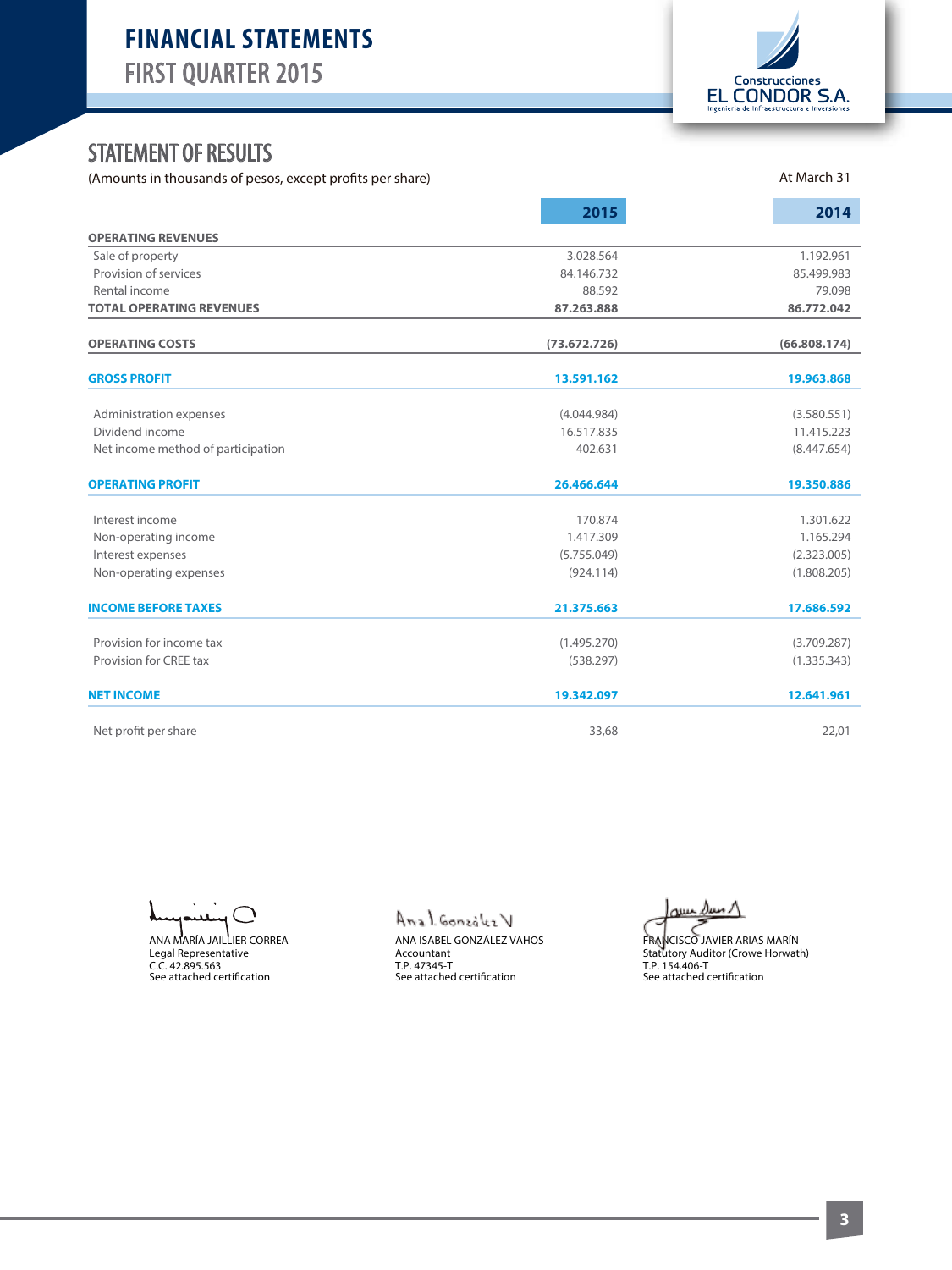# FINANCIAL STATEMENTS
## FIRST QUARTER 2015

Construcciones EL CONDOR S.A.
Ingeniería de Infraestructura e Inversiones

## STATEMENT OF RESULTS

(Amounts in thousands of pesos, except profits per share)

At March 31

| | 2015 | 2014 |
|---|---|---|
| **OPERATING REVENUES** | | |
| Sale of property | 3.028.564 | 1.192.961 |
| Provision of services | 84.146.732 | 85.499.983 |
| Rental income | 88.592 | 79.098 |
| **TOTAL OPERATING REVENUES** | **87.263.888** | **86.772.042** |
| **OPERATING COSTS** | **(73.672.726)** | **(66.808.174)** |
| **GROSS PROFIT** | **13.591.162** | **19.963.868** |
| Administration expenses | (4.044.984) | (3.580.551) |
| Dividend income | 16.517.835 | 11.415.223 |
| Net income method of participation | 402.631 | (8.447.654) |
| **OPERATING PROFIT** | **26.466.644** | **19.350.886** |
| Interest income | 170.874 | 1.301.622 |
| Non-operating income | 1.417.309 | 1.165.294 |
| Interest expenses | (5.755.049) | (2.323.005) |
| Non-operating expenses | (924.114) | (1.808.205) |
| **INCOME BEFORE TAXES** | **21.375.663** | **17.686.592** |
| Provision for income tax | (1.495.270) | (3.709.287) |
| Provision for CREE tax | (538.297) | (1.335.343) |
| **NET INCOME** | **19.342.097** | **12.641.961** |
| Net profit per share | 33,68 | 22,01 |

ANA MARÍA JAILLIER CORREA
Legal Representative
C.C. 42.895.563
See attached certification

ANA ISABEL GONZÁLEZ VAHOS
Accountant
T.P. 47345-T
See attached certification

FRANCISCO JAVIER ARIAS MARÍN
Statutory Auditor (Crowe Horwath)
T.P. 154.406-T
See attached certification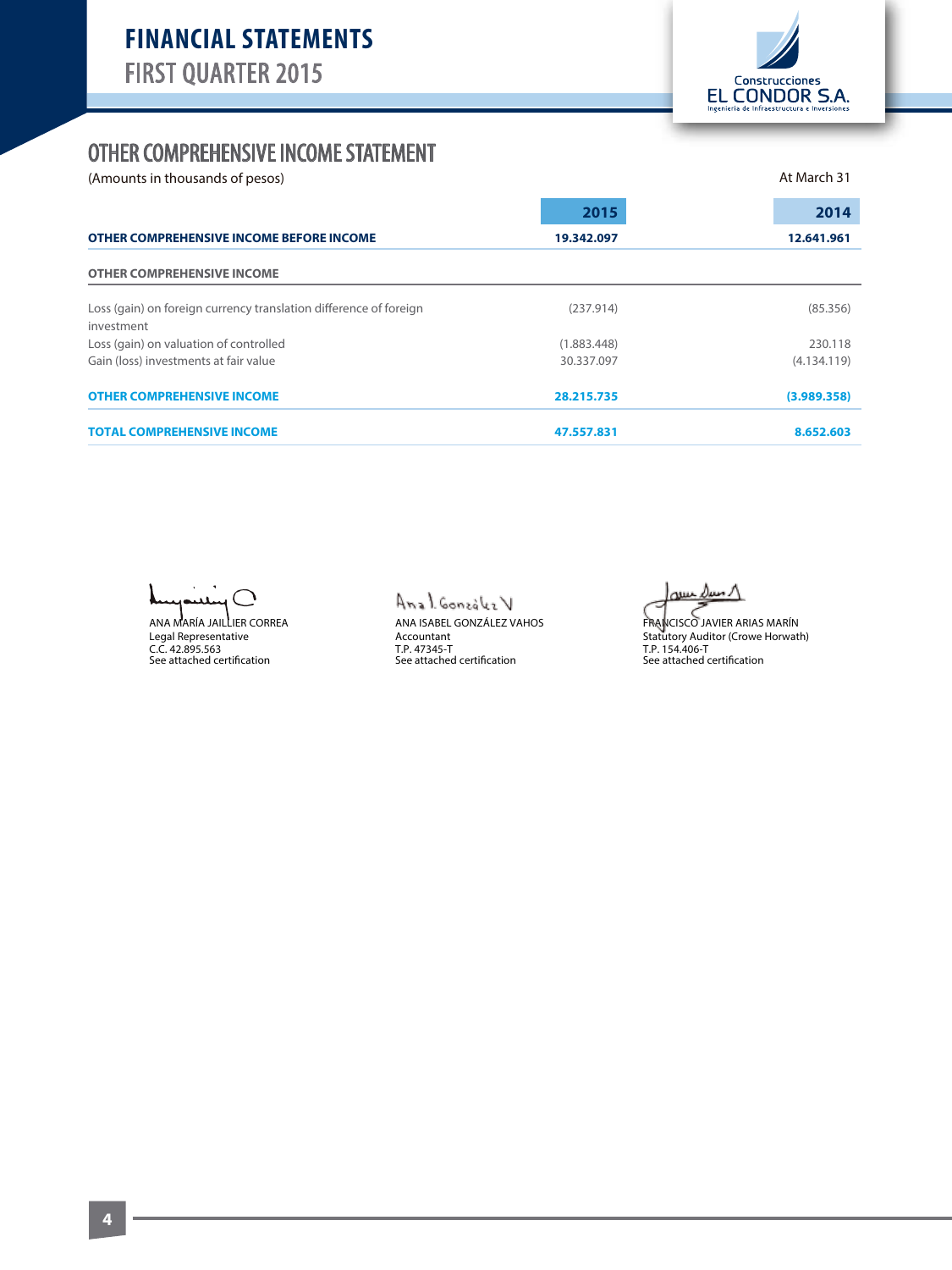# FINANCIAL STATEMENTS
## FIRST QUARTER 2015

Construcciones EL CONDOR S.A.
Ingeniería de Infraestructura e Inversiones

## OTHER COMPREHENSIVE INCOME STATEMENT

(Amounts in thousands of pesos) — At March 31

| | 2015 | 2014 |
|---|---|---|
| **OTHER COMPREHENSIVE INCOME BEFORE INCOME** | **19.342.097** | **12.641.961** |
| **OTHER COMPREHENSIVE INCOME** | | |
| Loss (gain) on foreign currency translation difference of foreign investment | (237.914) | (85.356) |
| Loss (gain) on valuation of controlled | (1.883.448) | 230.118 |
| Gain (loss) investments at fair value | 30.337.097 | (4.134.119) |
| **OTHER COMPREHENSIVE INCOME** | **28.215.735** | **(3.989.358)** |
| **TOTAL COMPREHENSIVE INCOME** | **47.557.831** | **8.652.603** |

ANA MARÍA JAILLIER CORREA
Legal Representative
C.C. 42.895.563
See attached certification

ANA ISABEL GONZÁLEZ VAHOS
Accountant
T.P. 47345-T
See attached certification

FRANCISCO JAVIER ARIAS MARÍN
Statutory Auditor (Crowe Horwath)
T.P. 154.406-T
See attached certification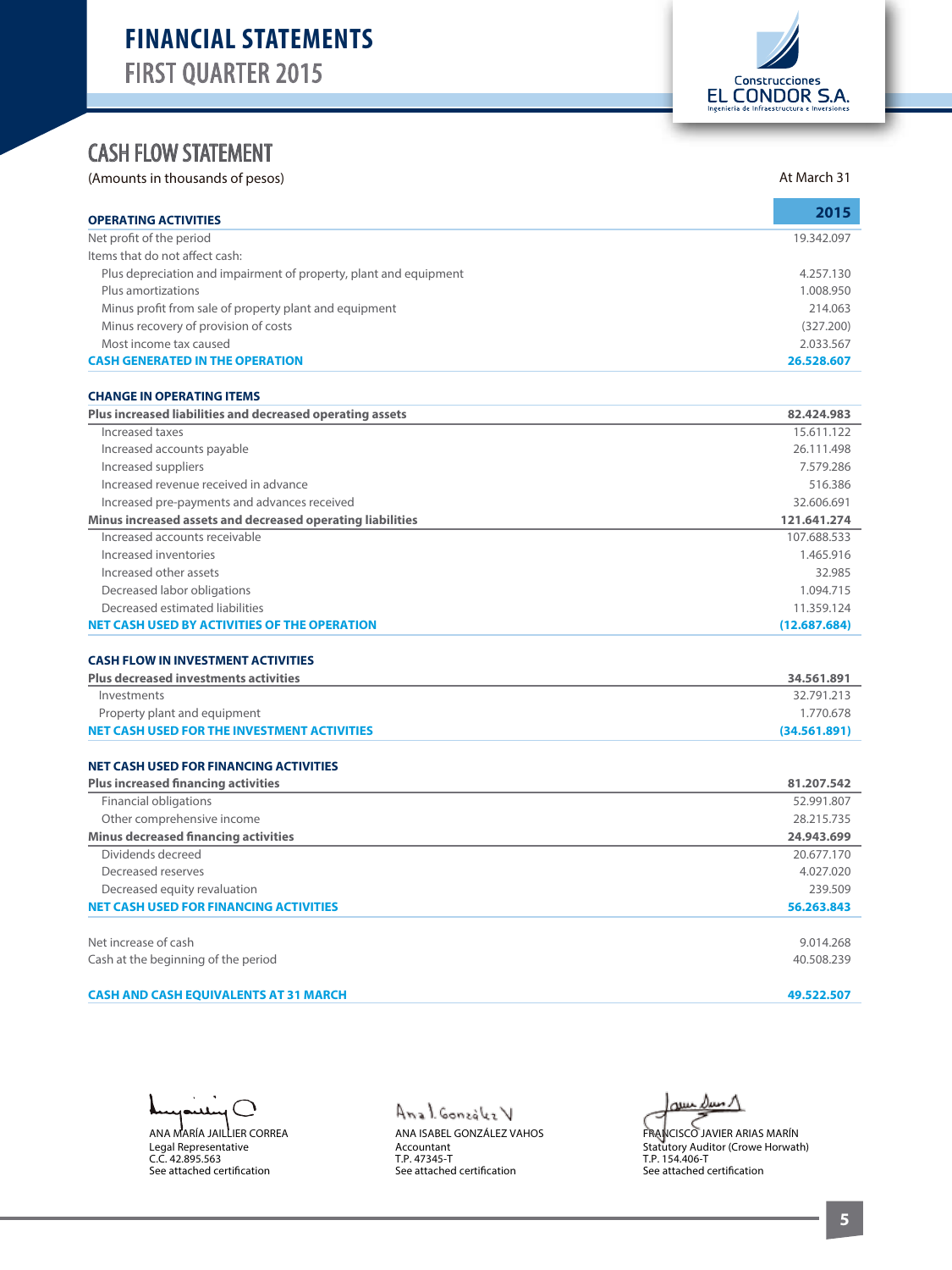# FINANCIAL STATEMENTS
## FIRST QUARTER 2015

Construcciones EL CONDOR S.A.
Ingeniería de Infraestructura e Inversiones

## CASH FLOW STATEMENT

(Amounts in thousands of pesos)

| | At March 31 |
|---|---|
| **OPERATING ACTIVITIES** | **2015** |
| Net profit of the period | 19.342.097 |
| Items that do not affect cash: | |
| Plus depreciation and impairment of property, plant and equipment | 4.257.130 |
| Plus amortizations | 1.008.950 |
| Minus profit from sale of property plant and equipment | 214.063 |
| Minus recovery of provision of costs | (327.200) |
| Most income tax caused | 2.033.567 |
| **CASH GENERATED IN THE OPERATION** | **26.528.607** |
| | |
| **CHANGE IN OPERATING ITEMS** | |
| **Plus increased liabilities and decreased operating assets** | **82.424.983** |
| Increased taxes | 15.611.122 |
| Increased accounts payable | 26.111.498 |
| Increased suppliers | 7.579.286 |
| Increased revenue received in advance | 516.386 |
| Increased pre-payments and advances received | 32.606.691 |
| **Minus increased assets and decreased operating liabilities** | **121.641.274** |
| Increased accounts receivable | 107.688.533 |
| Increased inventories | 1.465.916 |
| Increased other assets | 32.985 |
| Decreased labor obligations | 1.094.715 |
| Decreased estimated liabilities | 11.359.124 |
| **NET CASH USED BY ACTIVITIES OF THE OPERATION** | **(12.687.684)** |
| | |
| **CASH FLOW IN INVESTMENT ACTIVITIES** | |
| **Plus decreased investments activities** | **34.561.891** |
| Investments | 32.791.213 |
| Property plant and equipment | 1.770.678 |
| **NET CASH USED FOR THE INVESTMENT ACTIVITIES** | **(34.561.891)** |
| | |
| **NET CASH USED FOR FINANCING ACTIVITIES** | |
| **Plus increased financing activities** | **81.207.542** |
| Financial obligations | 52.991.807 |
| Other comprehensive income | 28.215.735 |
| **Minus decreased financing activities** | **24.943.699** |
| Dividends decreed | 20.677.170 |
| Decreased reserves | 4.027.020 |
| Decreased equity revaluation | 239.509 |
| **NET CASH USED FOR FINANCING ACTIVITIES** | **56.263.843** |
| | |
| Net increase of cash | 9.014.268 |
| Cash at the beginning of the period | 40.508.239 |
| | |
| **CASH AND CASH EQUIVALENTS AT 31 MARCH** | **49.522.507** |

ANA MARÍA JAILLIER CORREA
Legal Representative
C.C. 42.895.563
See attached certification

ANA ISABEL GONZÁLEZ VAHOS
Accountant
T.P. 47345-T
See attached certification

FRANCISCO JAVIER ARIAS MARÍN
Statutory Auditor (Crowe Horwath)
T.P. 154.406-T
See attached certification